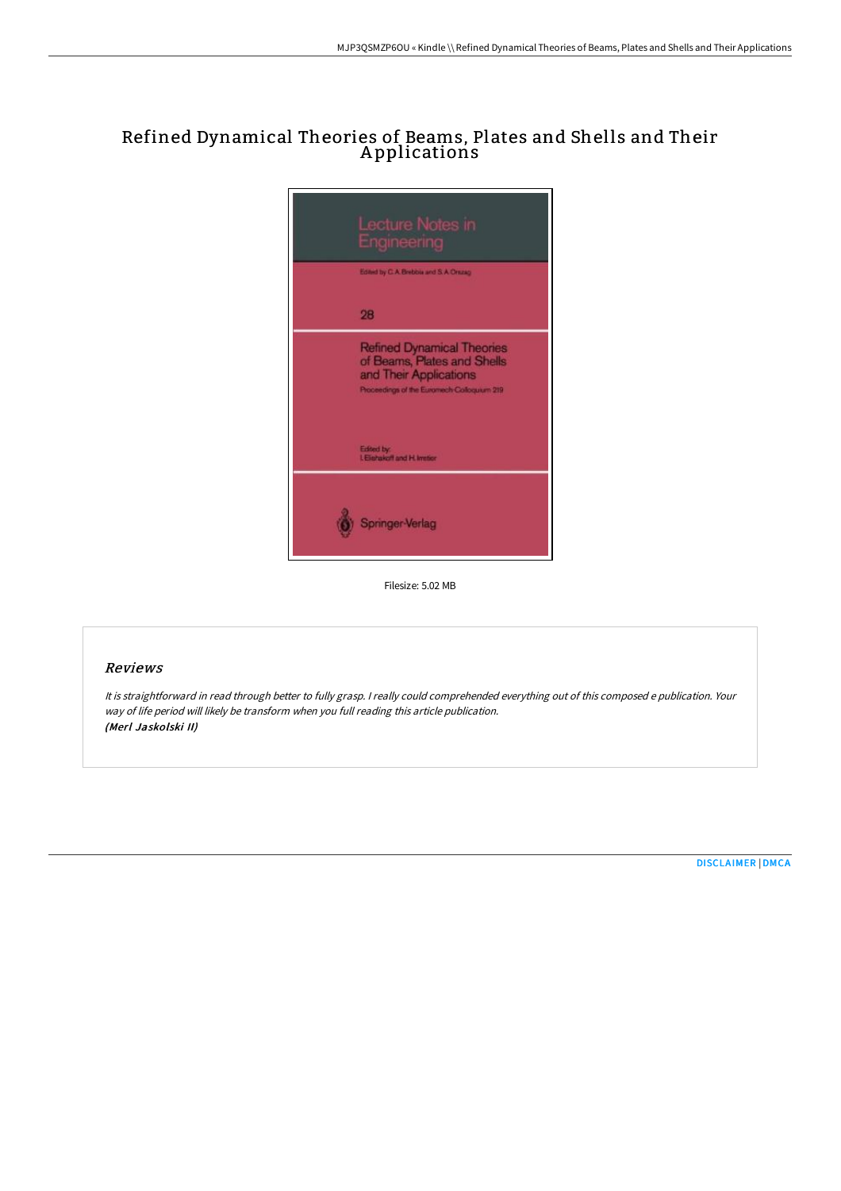# Refined Dynamical Theories of Beams, Plates and Shells and Their Applications

Lecture Notes in Engineering

Edited by C.A. Brebbia and S.A. Orszag

28

Refined Dynamical Theories of Beams, Plates and Shells and Their Applications

Proceedings of the Euromech-Colloquium 219

Edited by: I. Elishakoff and H. Irretier

Springer-Verlag

Filesize: 5.02 MB

## Reviews

*It is straightforward in read through better to fully grasp. I really could comprehended everything out of this composed e publication. Your way of life period will likely be transform when you full reading this article publication.*
***(Merl Jaskolski II)***

DISCLAIMER | DMCA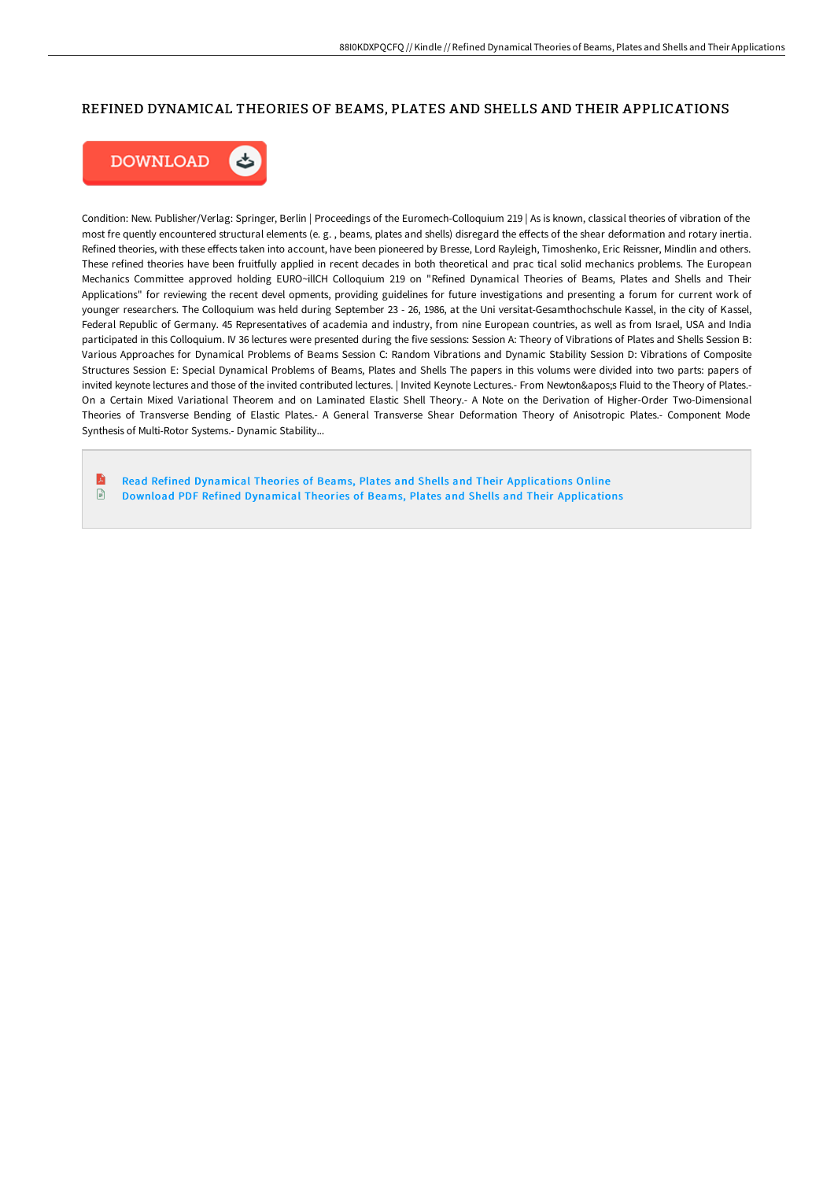# REFINED DYNAMICAL THEORIES OF BEAMS, PLATES AND SHELLS AND THEIR APPLICATIONS

Condition: New. Publisher/Verlag: Springer, Berlin | Proceedings of the Euromech-Colloquium 219 | As is known, classical theories of vibration of the most fre quently encountered structural elements (e. g. , beams, plates and shells) disregard the effects of the shear deformation and rotary inertia. Refined theories, with these effects taken into account, have been pioneered by Bresse, Lord Rayleigh, Timoshenko, Eric Reissner, Mindlin and others. These refined theories have been fruitfully applied in recent decades in both theoretical and prac tical solid mechanics problems. The European Mechanics Committee approved holding EURO~illCH Colloquium 219 on "Refined Dynamical Theories of Beams, Plates and Shells and Their Applications" for reviewing the recent devel opments, providing guidelines for future investigations and presenting a forum for current work of younger researchers. The Colloquium was held during September 23 - 26, 1986, at the Uni versitat-Gesamthochschule Kassel, in the city of Kassel, Federal Republic of Germany. 45 Representatives of academia and industry, from nine European countries, as well as from Israel, USA and India participated in this Colloquium. IV 36 lectures were presented during the five sessions: Session A: Theory of Vibrations of Plates and Shells Session B: Various Approaches for Dynamical Problems of Beams Session C: Random Vibrations and Dynamic Stability Session D: Vibrations of Composite Structures Session E: Special Dynamical Problems of Beams, Plates and Shells The papers in this volums were divided into two parts: papers of invited keynote lectures and those of the invited contributed lectures. | Invited Keynote Lectures.- From Newton&apos;s Fluid to the Theory of Plates.- On a Certain Mixed Variational Theorem and on Laminated Elastic Shell Theory.- A Note on the Derivation of Higher-Order Two-Dimensional Theories of Transverse Bending of Elastic Plates.- A General Transverse Shear Deformation Theory of Anisotropic Plates.- Component Mode Synthesis of Multi-Rotor Systems.- Dynamic Stability...

- Read Refined Dynamical Theories of Beams, Plates and Shells and Their Applications Online
- Download PDF Refined Dynamical Theories of Beams, Plates and Shells and Their Applications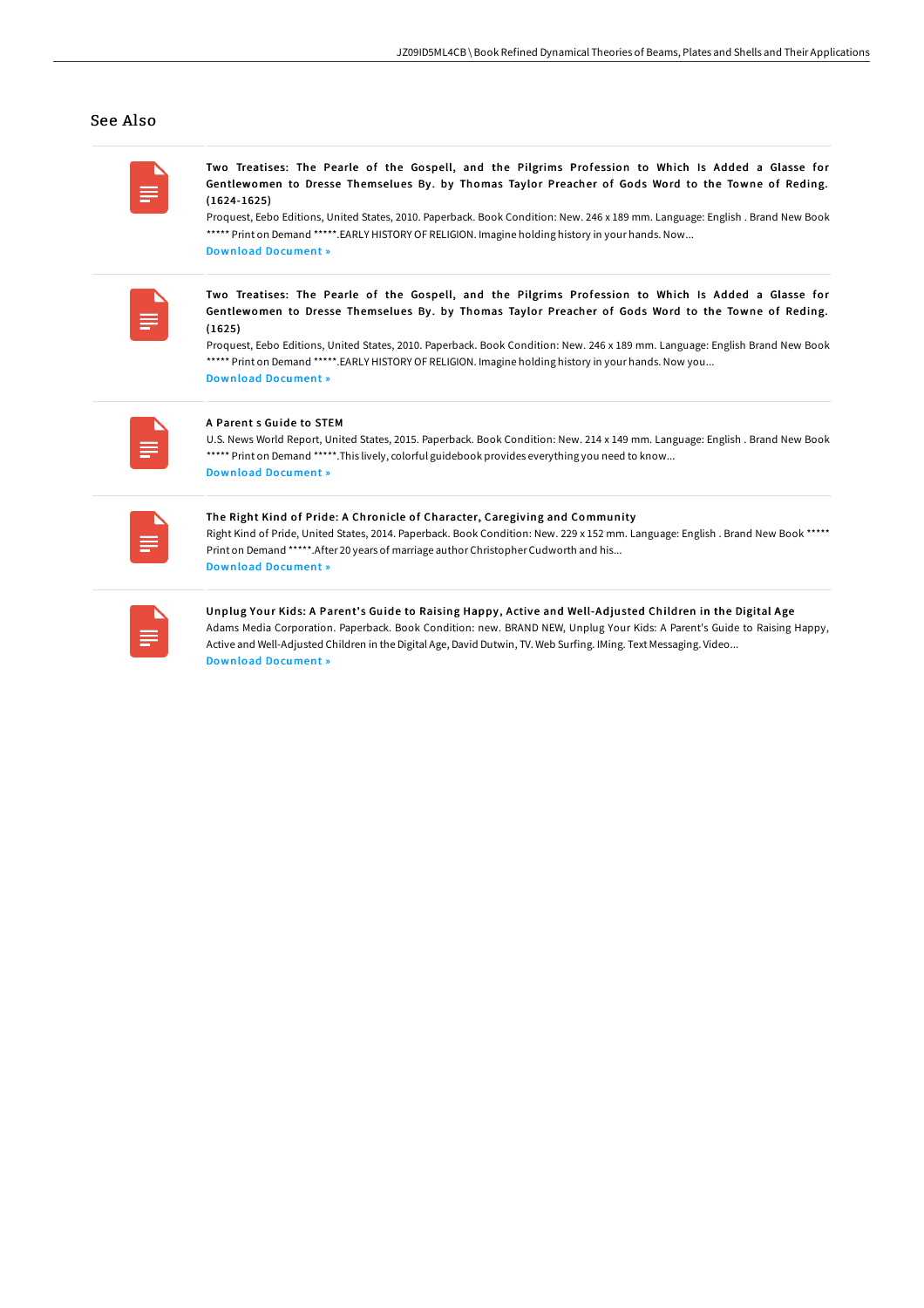## See Also

**Two Treatises: The Pearle of the Gospell, and the Pilgrims Profession to Which Is Added a Glasse for Gentlewomen to Dresse Themselues By. by Thomas Taylor Preacher of Gods Word to the Towne of Reding. (1624-1625)**

Proquest, Eebo Editions, United States, 2010. Paperback. Book Condition: New. 246 x 189 mm. Language: English . Brand New Book ***** Print on Demand *****.EARLY HISTORY OF RELIGION. Imagine holding history in your hands. Now...

Download Document »

**Two Treatises: The Pearle of the Gospell, and the Pilgrims Profession to Which Is Added a Glasse for Gentlewomen to Dresse Themselues By. by Thomas Taylor Preacher of Gods Word to the Towne of Reding. (1625)**

Proquest, Eebo Editions, United States, 2010. Paperback. Book Condition: New. 246 x 189 mm. Language: English Brand New Book ***** Print on Demand *****.EARLY HISTORY OF RELIGION. Imagine holding history in your hands. Now you...

Download Document »

**A Parent s Guide to STEM**

U.S. News World Report, United States, 2015. Paperback. Book Condition: New. 214 x 149 mm. Language: English . Brand New Book ***** Print on Demand *****.This lively, colorful guidebook provides everything you need to know...

Download Document »

**The Right Kind of Pride: A Chronicle of Character, Caregiving and Community**

Right Kind of Pride, United States, 2014. Paperback. Book Condition: New. 229 x 152 mm. Language: English . Brand New Book ***** Print on Demand *****.After 20 years of marriage author Christopher Cudworth and his...

Download Document »

**Unplug Your Kids: A Parent's Guide to Raising Happy, Active and Well-Adjusted Children in the Digital Age**

Adams Media Corporation. Paperback. Book Condition: new. BRAND NEW, Unplug Your Kids: A Parent's Guide to Raising Happy, Active and Well-Adjusted Children in the Digital Age, David Dutwin, TV. Web Surfing. IMing. Text Messaging. Video...

Download Document »